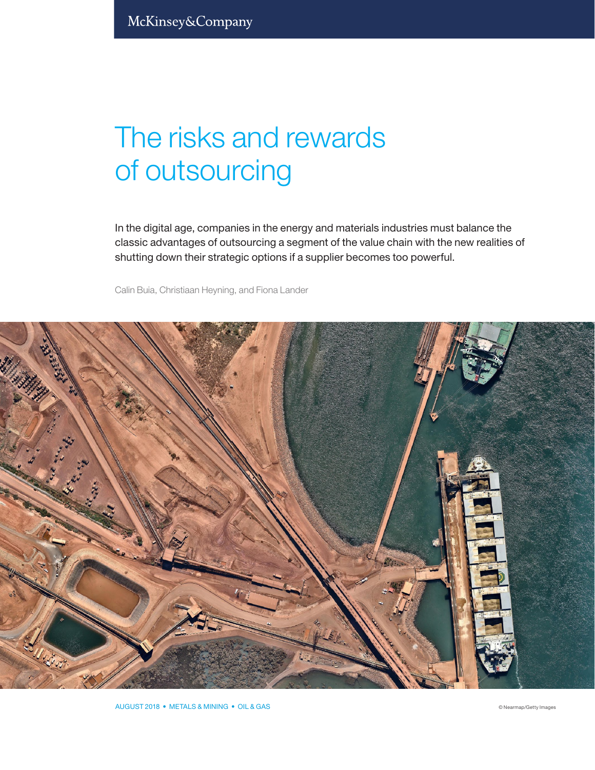McKinsey&Company

# The risks and rewards of outsourcing

In the digital age, companies in the energy and materials industries must balance the classic advantages of outsourcing a segment of the value chain with the new realities of shutting down their strategic options if a supplier becomes too powerful.

Calin Buia, Christiaan Heyning, and Fiona Lander

AUGUST 2018 • METALS & MINING • OIL & GAS

© Nearmap/Getty Images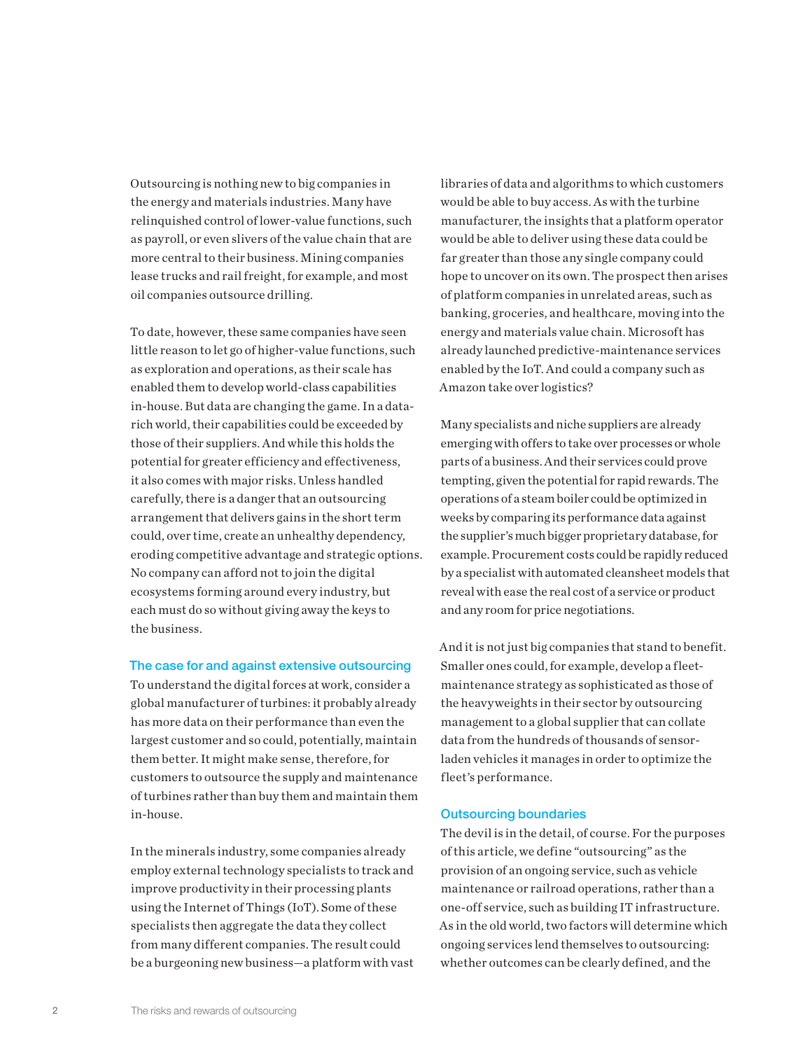Outsourcing is nothing new to big companies in the energy and materials industries. Many have relinquished control of lower-value functions, such as payroll, or even slivers of the value chain that are more central to their business. Mining companies lease trucks and rail freight, for example, and most oil companies outsource drilling.

To date, however, these same companies have seen little reason to let go of higher-value functions, such as exploration and operations, as their scale has enabled them to develop world-class capabilities in-house. But data are changing the game. In a data-rich world, their capabilities could be exceeded by those of their suppliers. And while this holds the potential for greater efficiency and effectiveness, it also comes with major risks. Unless handled carefully, there is a danger that an outsourcing arrangement that delivers gains in the short term could, over time, create an unhealthy dependency, eroding competitive advantage and strategic options. No company can afford not to join the digital ecosystems forming around every industry, but each must do so without giving away the keys to the business.

## The case for and against extensive outsourcing

To understand the digital forces at work, consider a global manufacturer of turbines: it probably already has more data on their performance than even the largest customer and so could, potentially, maintain them better. It might make sense, therefore, for customers to outsource the supply and maintenance of turbines rather than buy them and maintain them in-house.

In the minerals industry, some companies already employ external technology specialists to track and improve productivity in their processing plants using the Internet of Things (IoT). Some of these specialists then aggregate the data they collect from many different companies. The result could be a burgeoning new business—a platform with vast libraries of data and algorithms to which customers would be able to buy access. As with the turbine manufacturer, the insights that a platform operator would be able to deliver using these data could be far greater than those any single company could hope to uncover on its own. The prospect then arises of platform companies in unrelated areas, such as banking, groceries, and healthcare, moving into the energy and materials value chain. Microsoft has already launched predictive-maintenance services enabled by the IoT. And could a company such as Amazon take over logistics?

Many specialists and niche suppliers are already emerging with offers to take over processes or whole parts of a business. And their services could prove tempting, given the potential for rapid rewards. The operations of a steam boiler could be optimized in weeks by comparing its performance data against the supplier's much bigger proprietary database, for example. Procurement costs could be rapidly reduced by a specialist with automated cleansheet models that reveal with ease the real cost of a service or product and any room for price negotiations.

And it is not just big companies that stand to benefit. Smaller ones could, for example, develop a fleet-maintenance strategy as sophisticated as those of the heavyweights in their sector by outsourcing management to a global supplier that can collate data from the hundreds of thousands of sensor-laden vehicles it manages in order to optimize the fleet's performance.

## Outsourcing boundaries

The devil is in the detail, of course. For the purposes of this article, we define "outsourcing" as the provision of an ongoing service, such as vehicle maintenance or railroad operations, rather than a one-off service, such as building IT infrastructure. As in the old world, two factors will determine which ongoing services lend themselves to outsourcing: whether outcomes can be clearly defined, and the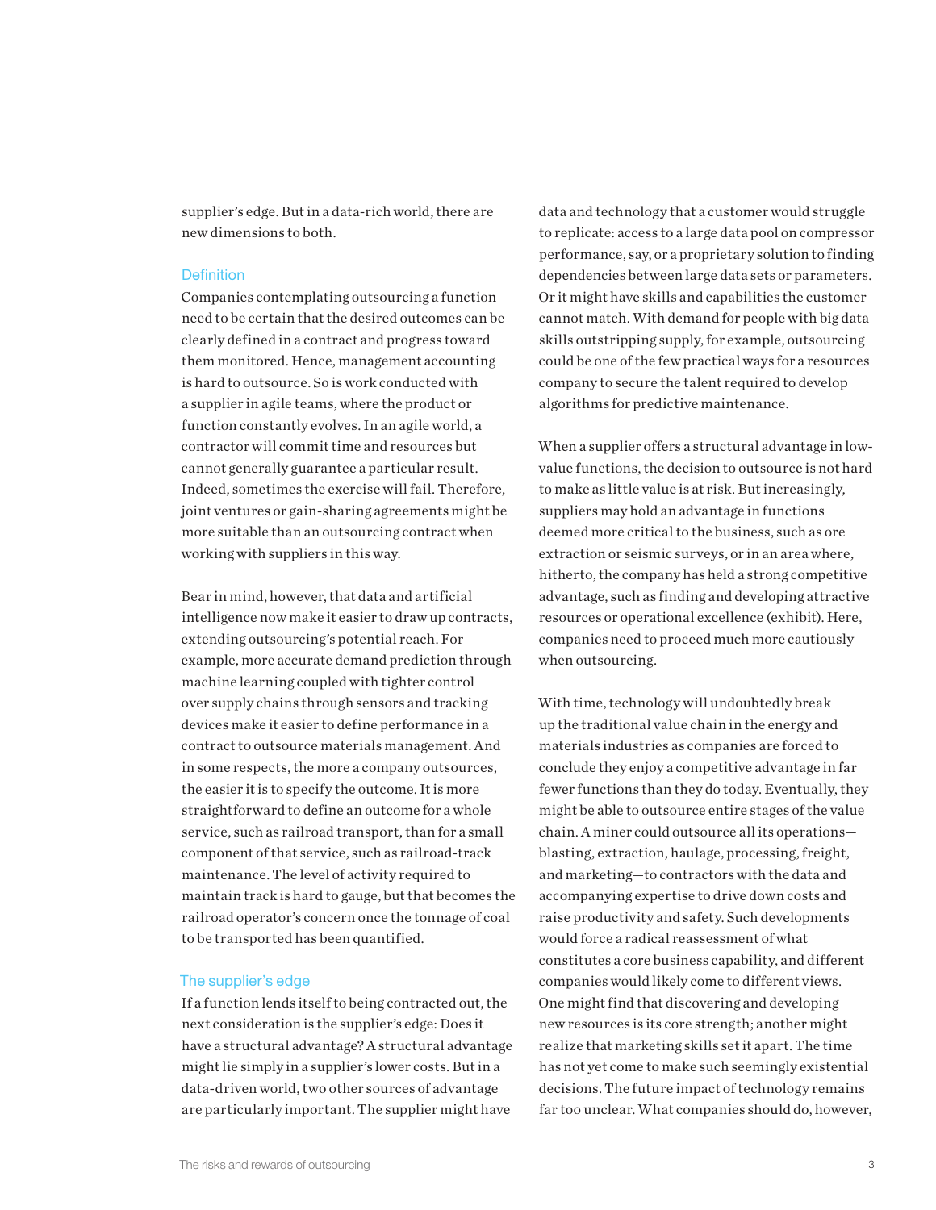supplier's edge. But in a data-rich world, there are new dimensions to both.

### Definition

Companies contemplating outsourcing a function need to be certain that the desired outcomes can be clearly defined in a contract and progress toward them monitored. Hence, management accounting is hard to outsource. So is work conducted with a supplier in agile teams, where the product or function constantly evolves. In an agile world, a contractor will commit time and resources but cannot generally guarantee a particular result. Indeed, sometimes the exercise will fail. Therefore, joint ventures or gain-sharing agreements might be more suitable than an outsourcing contract when working with suppliers in this way.

Bear in mind, however, that data and artificial intelligence now make it easier to draw up contracts, extending outsourcing's potential reach. For example, more accurate demand prediction through machine learning coupled with tighter control over supply chains through sensors and tracking devices make it easier to define performance in a contract to outsource materials management. And in some respects, the more a company outsources, the easier it is to specify the outcome. It is more straightforward to define an outcome for a whole service, such as railroad transport, than for a small component of that service, such as railroad-track maintenance. The level of activity required to maintain track is hard to gauge, but that becomes the railroad operator's concern once the tonnage of coal to be transported has been quantified.

### The supplier's edge

If a function lends itself to being contracted out, the next consideration is the supplier's edge: Does it have a structural advantage? A structural advantage might lie simply in a supplier's lower costs. But in a data-driven world, two other sources of advantage are particularly important. The supplier might have data and technology that a customer would struggle to replicate: access to a large data pool on compressor performance, say, or a proprietary solution to finding dependencies between large data sets or parameters. Or it might have skills and capabilities the customer cannot match. With demand for people with big data skills outstripping supply, for example, outsourcing could be one of the few practical ways for a resources company to secure the talent required to develop algorithms for predictive maintenance.

When a supplier offers a structural advantage in low-value functions, the decision to outsource is not hard to make as little value is at risk. But increasingly, suppliers may hold an advantage in functions deemed more critical to the business, such as ore extraction or seismic surveys, or in an area where, hitherto, the company has held a strong competitive advantage, such as finding and developing attractive resources or operational excellence (exhibit). Here, companies need to proceed much more cautiously when outsourcing.

With time, technology will undoubtedly break up the traditional value chain in the energy and materials industries as companies are forced to conclude they enjoy a competitive advantage in far fewer functions than they do today. Eventually, they might be able to outsource entire stages of the value chain. A miner could outsource all its operations—blasting, extraction, haulage, processing, freight, and marketing—to contractors with the data and accompanying expertise to drive down costs and raise productivity and safety. Such developments would force a radical reassessment of what constitutes a core business capability, and different companies would likely come to different views. One might find that discovering and developing new resources is its core strength; another might realize that marketing skills set it apart. The time has not yet come to make such seemingly existential decisions. The future impact of technology remains far too unclear. What companies should do, however,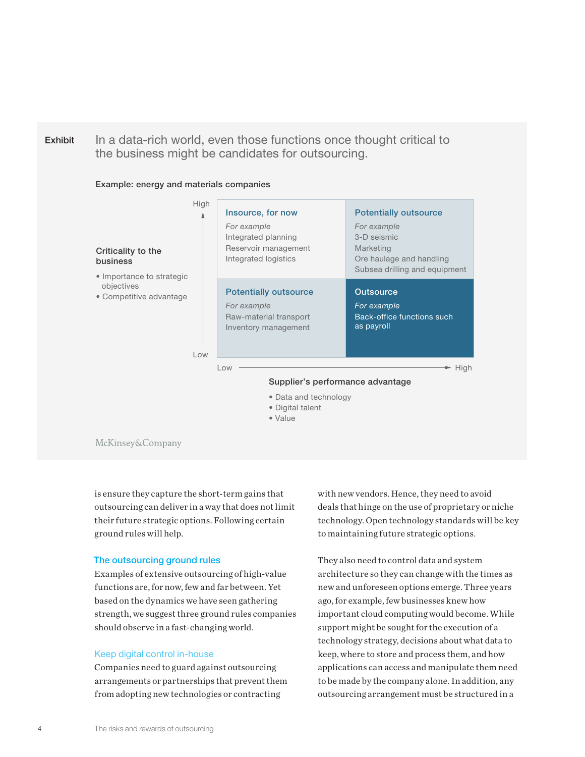**Exhibit**

In a data-rich world, even those functions once thought critical to the business might be candidates for outsourcing.

**Example: energy and materials companies**

**Criticality to the business** (Low → High)
- Importance to strategic objectives
- Competitive advantage

**Supplier's performance advantage** (Low → High)
- Data and technology
- Digital talent
- Value

| Criticality to the business | Supplier's performance advantage: Low | Supplier's performance advantage: High |
| --- | --- | --- |
| High | **Insource, for now**<br>*For example*<br>Integrated planning<br>Reservoir management<br>Integrated logistics | **Potentially outsource**<br>*For example*<br>3-D seismic<br>Marketing<br>Ore haulage and handling<br>Subsea drilling and equipment |
| Low | **Potentially outsource**<br>*For example*<br>Raw-material transport<br>Inventory management | **Outsource**<br>*For example*<br>Back-office functions such as payroll |

McKinsey&Company

is ensure they capture the short-term gains that outsourcing can deliver in a way that does not limit their future strategic options. Following certain ground rules will help.

## The outsourcing ground rules

Examples of extensive outsourcing of high-value functions are, for now, few and far between. Yet based on the dynamics we have seen gathering strength, we suggest three ground rules companies should observe in a fast-changing world.

### Keep digital control in-house

Companies need to guard against outsourcing arrangements or partnerships that prevent them from adopting new technologies or contracting with new vendors. Hence, they need to avoid deals that hinge on the use of proprietary or niche technology. Open technology standards will be key to maintaining future strategic options.

They also need to control data and system architecture so they can change with the times as new and unforeseen options emerge. Three years ago, for example, few businesses knew how important cloud computing would become. While support might be sought for the execution of a technology strategy, decisions about what data to keep, where to store and process them, and how applications can access and manipulate them need to be made by the company alone. In addition, any outsourcing arrangement must be structured in a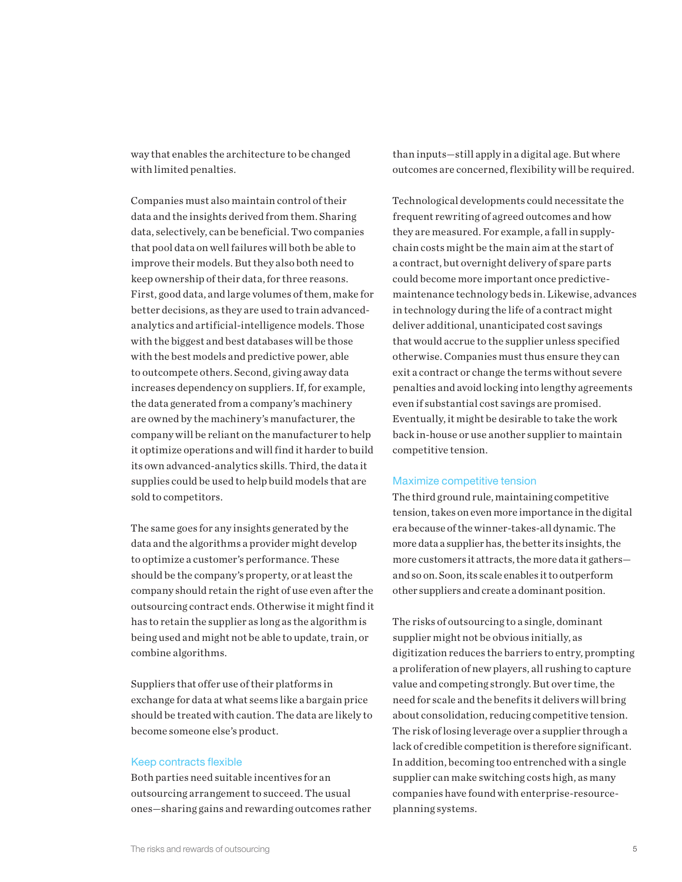way that enables the architecture to be changed with limited penalties.

Companies must also maintain control of their data and the insights derived from them. Sharing data, selectively, can be beneficial. Two companies that pool data on well failures will both be able to improve their models. But they also both need to keep ownership of their data, for three reasons. First, good data, and large volumes of them, make for better decisions, as they are used to train advanced-analytics and artificial-intelligence models. Those with the biggest and best databases will be those with the best models and predictive power, able to outcompete others. Second, giving away data increases dependency on suppliers. If, for example, the data generated from a company's machinery are owned by the machinery's manufacturer, the company will be reliant on the manufacturer to help it optimize operations and will find it harder to build its own advanced-analytics skills. Third, the data it supplies could be used to help build models that are sold to competitors.

The same goes for any insights generated by the data and the algorithms a provider might develop to optimize a customer's performance. These should be the company's property, or at least the company should retain the right of use even after the outsourcing contract ends. Otherwise it might find it has to retain the supplier as long as the algorithm is being used and might not be able to update, train, or combine algorithms.

Suppliers that offer use of their platforms in exchange for data at what seems like a bargain price should be treated with caution. The data are likely to become someone else's product.

### Keep contracts flexible

Both parties need suitable incentives for an outsourcing arrangement to succeed. The usual ones—sharing gains and rewarding outcomes rather than inputs—still apply in a digital age. But where outcomes are concerned, flexibility will be required.

Technological developments could necessitate the frequent rewriting of agreed outcomes and how they are measured. For example, a fall in supply-chain costs might be the main aim at the start of a contract, but overnight delivery of spare parts could become more important once predictive-maintenance technology beds in. Likewise, advances in technology during the life of a contract might deliver additional, unanticipated cost savings that would accrue to the supplier unless specified otherwise. Companies must thus ensure they can exit a contract or change the terms without severe penalties and avoid locking into lengthy agreements even if substantial cost savings are promised. Eventually, it might be desirable to take the work back in-house or use another supplier to maintain competitive tension.

### Maximize competitive tension

The third ground rule, maintaining competitive tension, takes on even more importance in the digital era because of the winner-takes-all dynamic. The more data a supplier has, the better its insights, the more customers it attracts, the more data it gathers—and so on. Soon, its scale enables it to outperform other suppliers and create a dominant position.

The risks of outsourcing to a single, dominant supplier might not be obvious initially, as digitization reduces the barriers to entry, prompting a proliferation of new players, all rushing to capture value and competing strongly. But over time, the need for scale and the benefits it delivers will bring about consolidation, reducing competitive tension. The risk of losing leverage over a supplier through a lack of credible competition is therefore significant. In addition, becoming too entrenched with a single supplier can make switching costs high, as many companies have found with enterprise-resource-planning systems.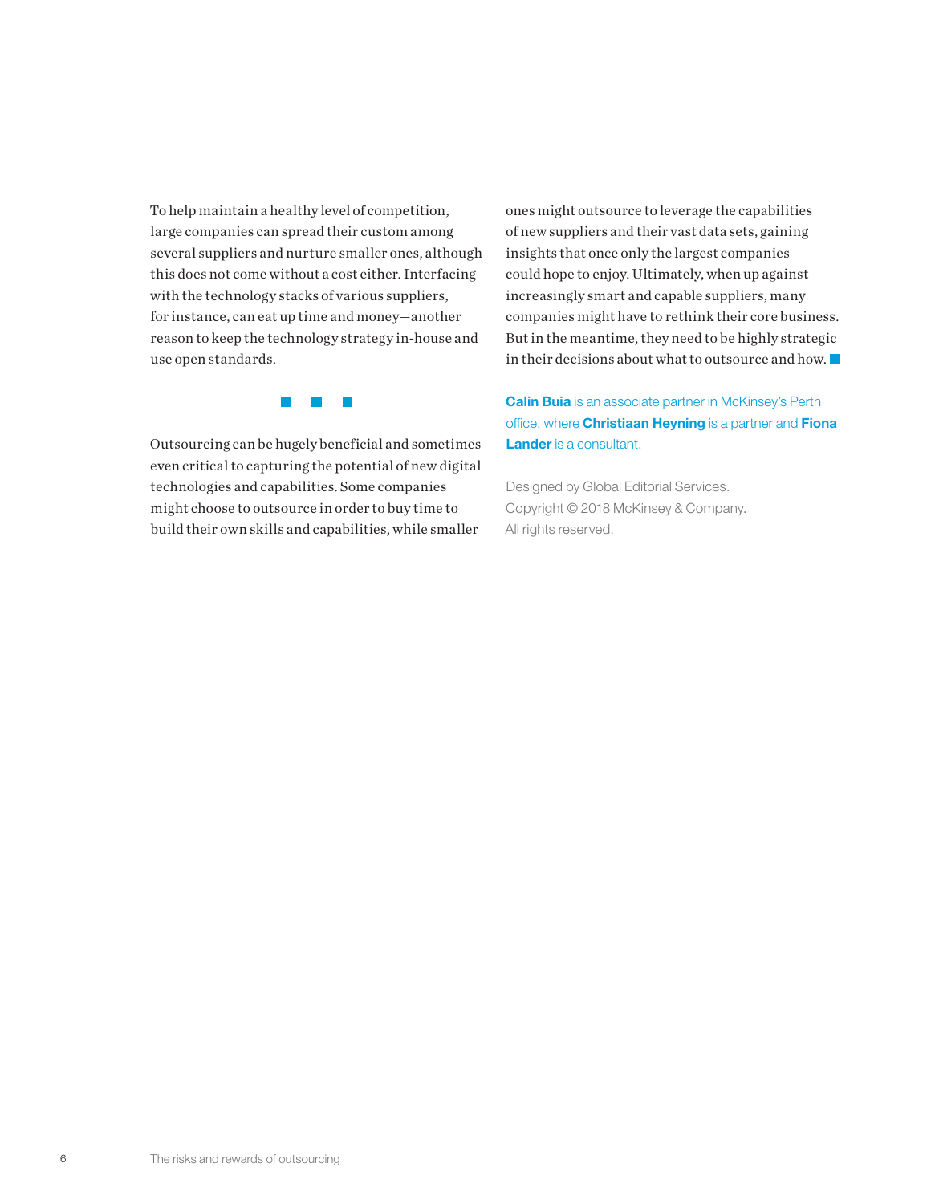To help maintain a healthy level of competition, large companies can spread their custom among several suppliers and nurture smaller ones, although this does not come without a cost either. Interfacing with the technology stacks of various suppliers, for instance, can eat up time and money—another reason to keep the technology strategy in-house and use open standards.

■ ■ ■

Outsourcing can be hugely beneficial and sometimes even critical to capturing the potential of new digital technologies and capabilities. Some companies might choose to outsource in order to buy time to build their own skills and capabilities, while smaller ones might outsource to leverage the capabilities of new suppliers and their vast data sets, gaining insights that once only the largest companies could hope to enjoy. Ultimately, when up against increasingly smart and capable suppliers, many companies might have to rethink their core business. But in the meantime, they need to be highly strategic in their decisions about what to outsource and how. ■

**Calin Buia** is an associate partner in McKinsey's Perth office, where **Christiaan Heyning** is a partner and **Fiona Lander** is a consultant.

Designed by Global Editorial Services.
Copyright © 2018 McKinsey & Company.
All rights reserved.